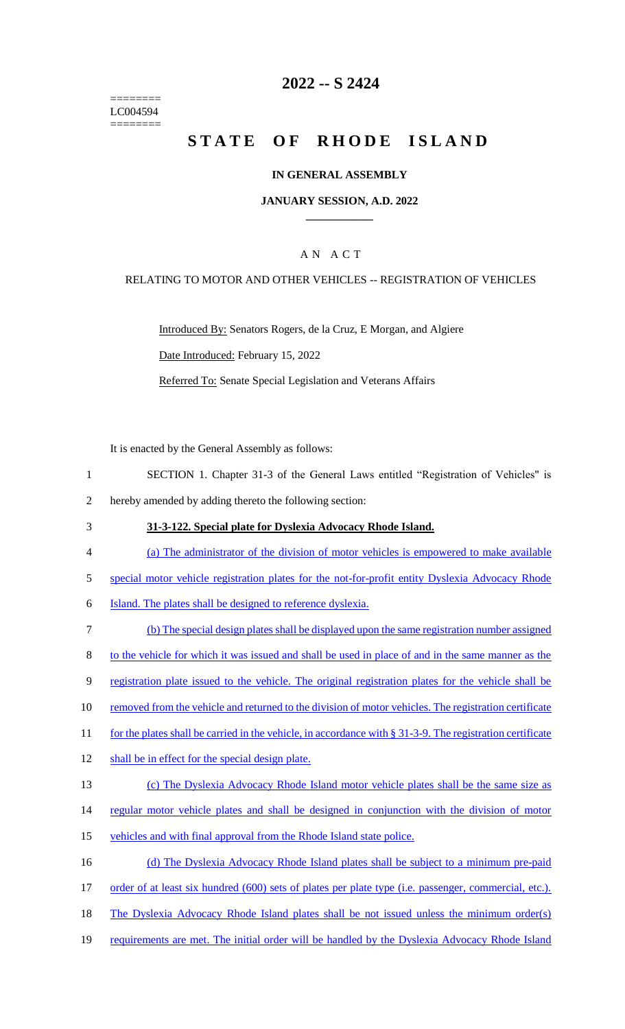========
LC004594
========

# 2022 -- S 2424

# STATE OF RHODE ISLAND

### IN GENERAL ASSEMBLY

### JANUARY SESSION, A.D. 2022

### A N A C T

RELATING TO MOTOR AND OTHER VEHICLES -- REGISTRATION OF VEHICLES

Introduced By: Senators Rogers, de la Cruz, E Morgan, and Algiere

Date Introduced: February 15, 2022

Referred To: Senate Special Legislation and Veterans Affairs

It is enacted by the General Assembly as follows:

1 SECTION 1. Chapter 31-3 of the General Laws entitled "Registration of Vehicles" is
2 hereby amended by adding thereto the following section:

3 **31-3-122. Special plate for Dyslexia Advocacy Rhode Island.**

4 (a) The administrator of the division of motor vehicles is empowered to make available
5 special motor vehicle registration plates for the not-for-profit entity Dyslexia Advocacy Rhode
6 Island. The plates shall be designed to reference dyslexia.

7 (b) The special design plates shall be displayed upon the same registration number assigned
8 to the vehicle for which it was issued and shall be used in place of and in the same manner as the
9 registration plate issued to the vehicle. The original registration plates for the vehicle shall be
10 removed from the vehicle and returned to the division of motor vehicles. The registration certificate
11 for the plates shall be carried in the vehicle, in accordance with § 31-3-9. The registration certificate
12 shall be in effect for the special design plate.

13 (c) The Dyslexia Advocacy Rhode Island motor vehicle plates shall be the same size as
14 regular motor vehicle plates and shall be designed in conjunction with the division of motor
15 vehicles and with final approval from the Rhode Island state police.

16 (d) The Dyslexia Advocacy Rhode Island plates shall be subject to a minimum pre-paid
17 order of at least six hundred (600) sets of plates per plate type (i.e. passenger, commercial, etc.).
18 The Dyslexia Advocacy Rhode Island plates shall be not issued unless the minimum order(s)
19 requirements are met. The initial order will be handled by the Dyslexia Advocacy Rhode Island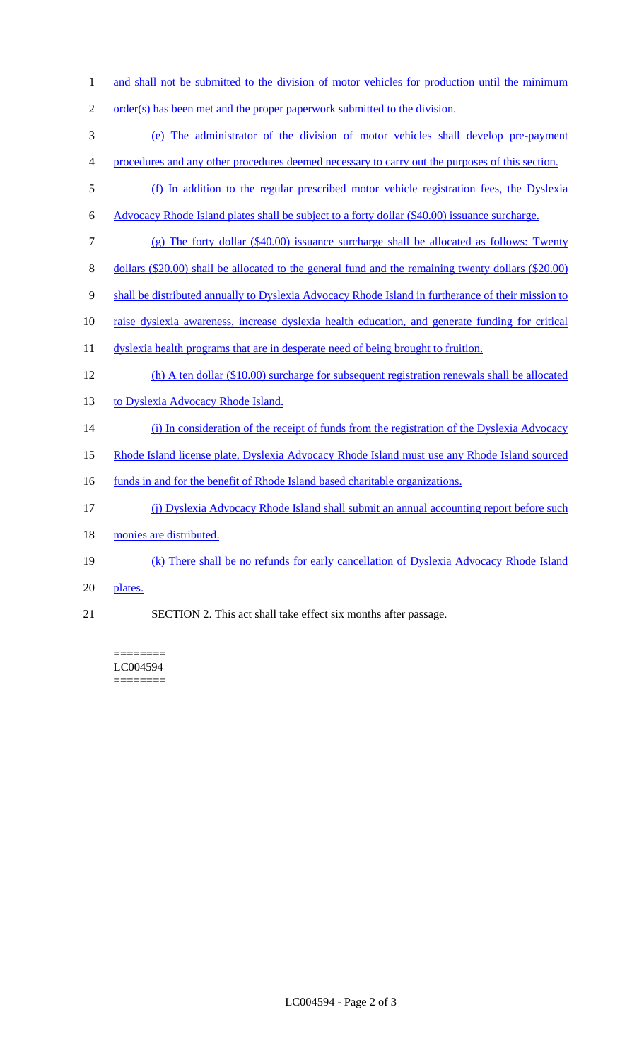and shall not be submitted to the division of motor vehicles for production until the minimum order(s) has been met and the proper paperwork submitted to the division.

(e) The administrator of the division of motor vehicles shall develop pre-payment procedures and any other procedures deemed necessary to carry out the purposes of this section.

(f) In addition to the regular prescribed motor vehicle registration fees, the Dyslexia Advocacy Rhode Island plates shall be subject to a forty dollar ($40.00) issuance surcharge.

(g) The forty dollar ($40.00) issuance surcharge shall be allocated as follows: Twenty dollars ($20.00) shall be allocated to the general fund and the remaining twenty dollars ($20.00) shall be distributed annually to Dyslexia Advocacy Rhode Island in furtherance of their mission to raise dyslexia awareness, increase dyslexia health education, and generate funding for critical dyslexia health programs that are in desperate need of being brought to fruition.

(h) A ten dollar ($10.00) surcharge for subsequent registration renewals shall be allocated to Dyslexia Advocacy Rhode Island.

(i) In consideration of the receipt of funds from the registration of the Dyslexia Advocacy Rhode Island license plate, Dyslexia Advocacy Rhode Island must use any Rhode Island sourced funds in and for the benefit of Rhode Island based charitable organizations.

(j) Dyslexia Advocacy Rhode Island shall submit an annual accounting report before such monies are distributed.

(k) There shall be no refunds for early cancellation of Dyslexia Advocacy Rhode Island plates.

SECTION 2. This act shall take effect six months after passage.

========
LC004594
========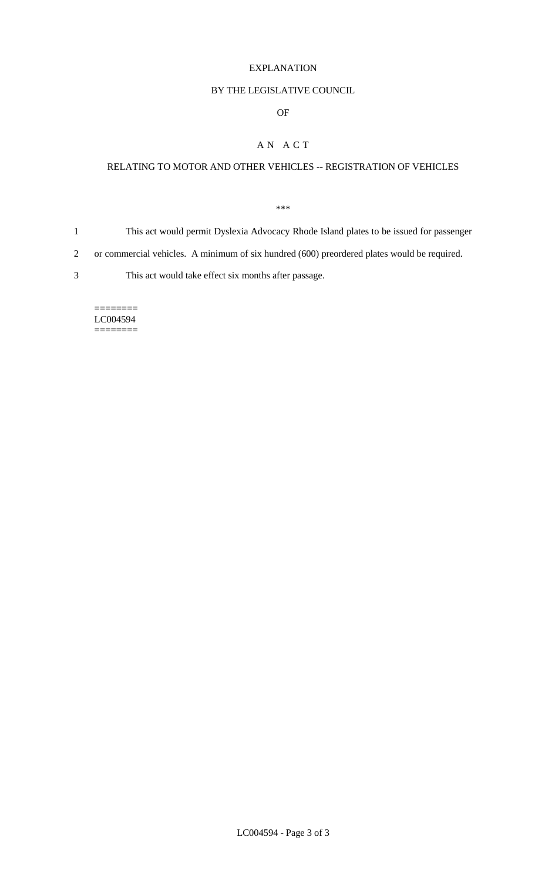EXPLANATION

BY THE LEGISLATIVE COUNCIL

OF

A N A C T

RELATING TO MOTOR AND OTHER VEHICLES -- REGISTRATION OF VEHICLES

***

1 This act would permit Dyslexia Advocacy Rhode Island plates to be issued for passenger

2 or commercial vehicles. A minimum of six hundred (600) preordered plates would be required.

3 This act would take effect six months after passage.

========
LC004594
========